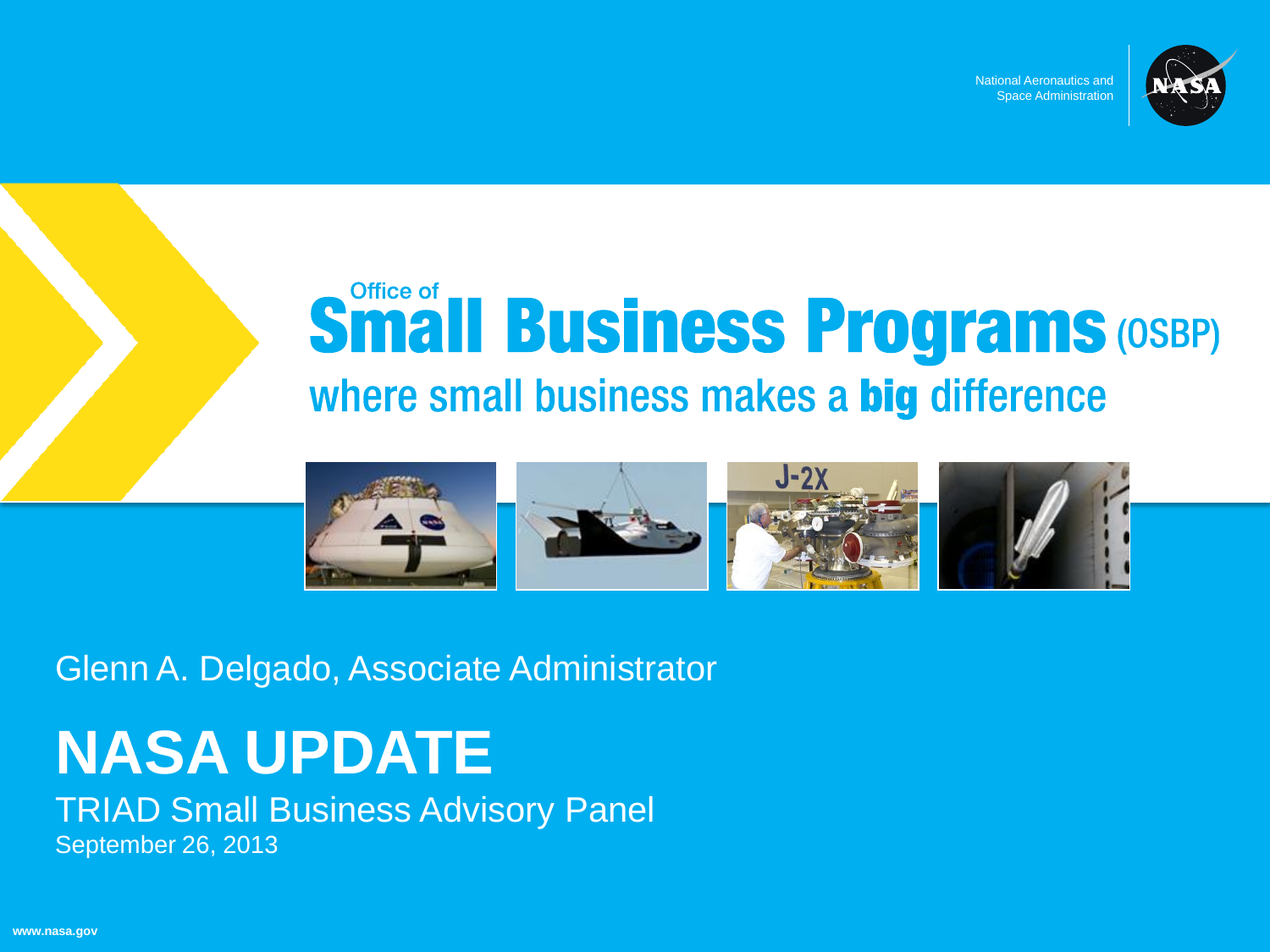National Aeronautics and Space Administration

# Office of Small Business Programs (OSBP)

## where small business makes a **big** difference

Glenn A. Delgado, Associate Administrator

# NASA UPDATE

TRIAD Small Business Advisory Panel

September 26, 2013

www.nasa.gov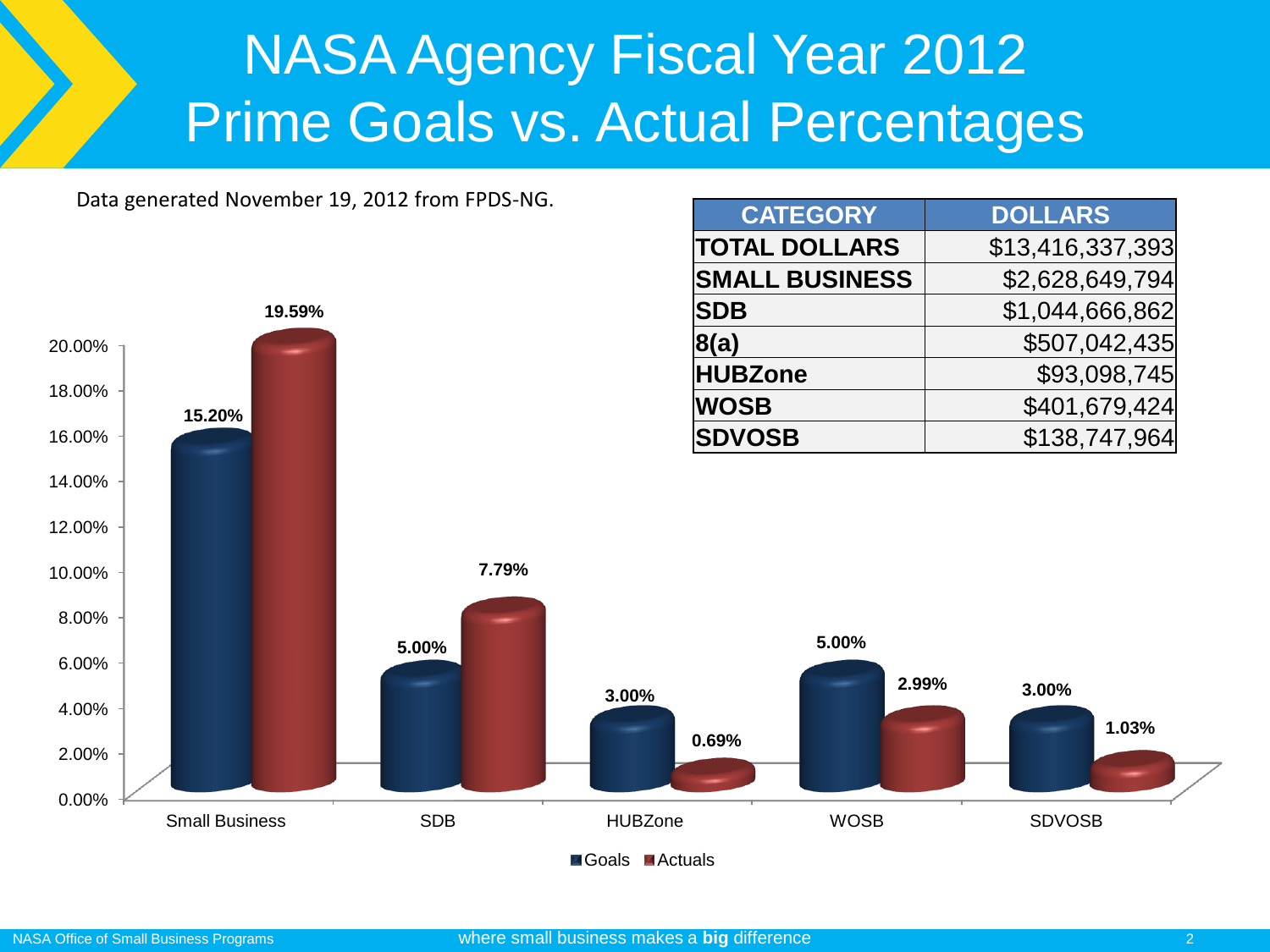# NASA Agency Fiscal Year 2012 Prime Goals vs. Actual Percentages

Data generated November 19, 2012 from FPDS-NG.

| CATEGORY | DOLLARS |
|---|---|
| **TOTAL DOLLARS** | $13,416,337,393 |
| **SMALL BUSINESS** | $2,628,649,794 |
| **SDB** | $1,044,666,862 |
| **8(a)** | $507,042,435 |
| **HUBZone** | $93,098,745 |
| **WOSB** | $401,679,424 |
| **SDVOSB** | $138,747,964 |

| Category | Goals | Actuals |
|---|---|---|
| Small Business | 15.20% | 19.59% |
| SDB | 5.00% | 7.79% |
| HUBZone | 3.00% | 0.69% |
| WOSB | 5.00% | 2.99% |
| SDVOSB | 3.00% | 1.03% |

NASA Office of Small Business Programs

where small business makes a **big** difference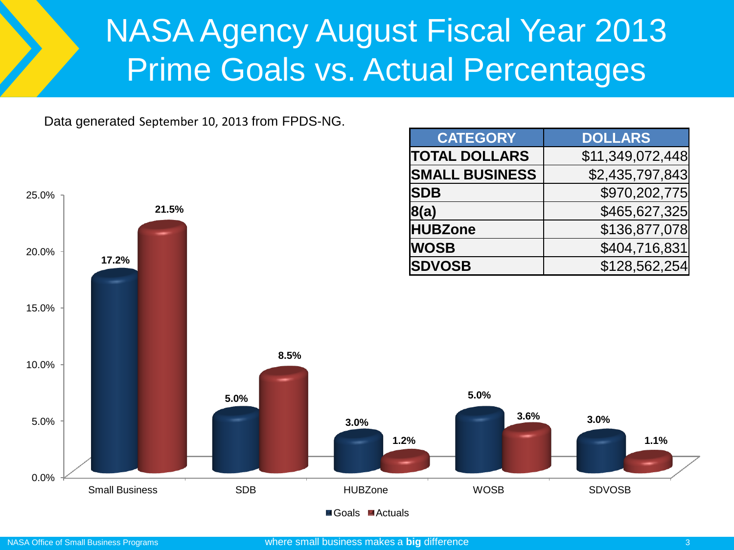# NASA Agency August Fiscal Year 2013 Prime Goals vs. Actual Percentages

Data generated September 10, 2013 from FPDS-NG.

| CATEGORY | DOLLARS |
|---|---|
| TOTAL DOLLARS | $11,349,072,448 |
| SMALL BUSINESS | $2,435,797,843 |
| SDB | $970,202,775 |
| 8(a) | $465,627,325 |
| HUBZone | $136,877,078 |
| WOSB | $404,716,831 |
| SDVOSB | $128,562,254 |

| Category | Goals | Actuals |
|---|---|---|
| Small Business | 17.2% | 21.5% |
| SDB | 5.0% | 8.5% |
| HUBZone | 3.0% | 1.2% |
| WOSB | 5.0% | 3.6% |
| SDVOSB | 3.0% | 1.1% |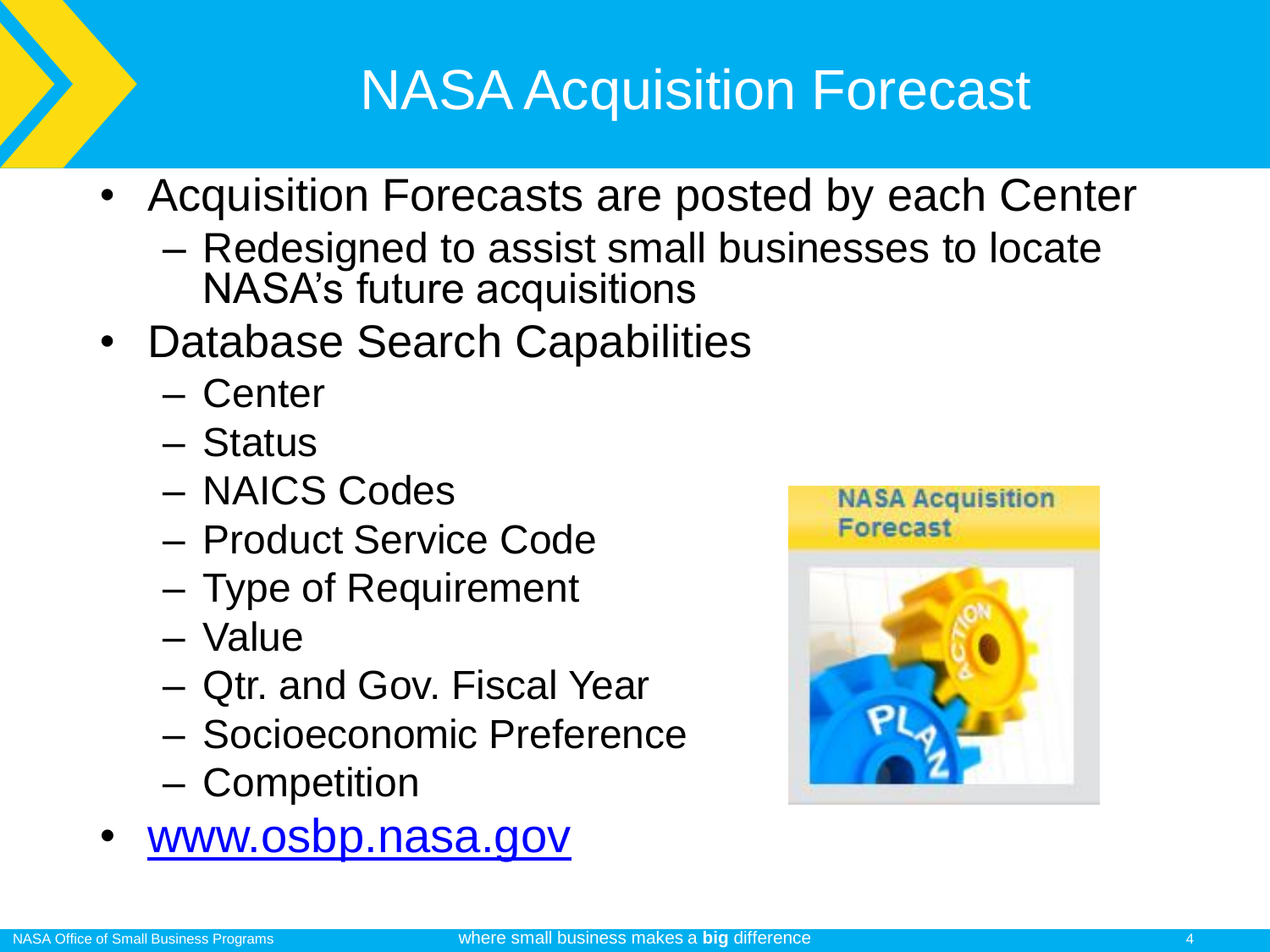# NASA Acquisition Forecast

- Acquisition Forecasts are posted by each Center
  - Redesigned to assist small businesses to locate NASA's future acquisitions
- Database Search Capabilities
  - Center
  - Status
  - NAICS Codes
  - Product Service Code
  - Type of Requirement
  - Value
  - Qtr. and Gov. Fiscal Year
  - Socioeconomic Preference
  - Competition
- [www.osbp.nasa.gov](http://www.osbp.nasa.gov)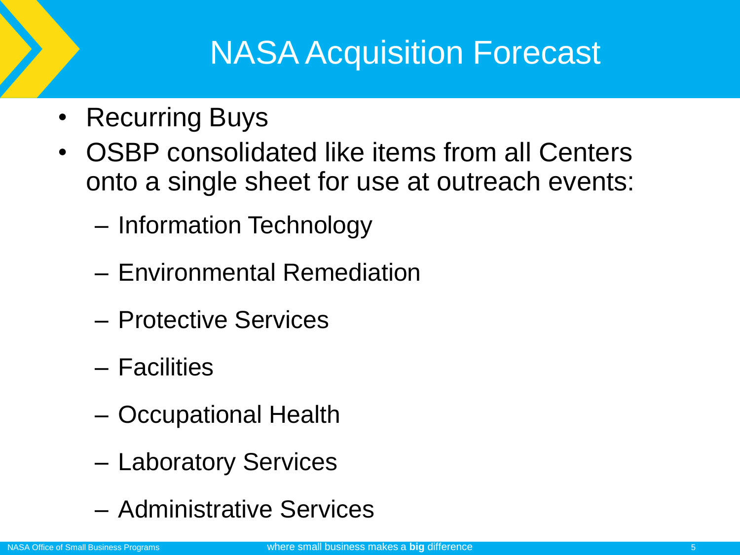# NASA Acquisition Forecast

- Recurring Buys
- OSBP consolidated like items from all Centers onto a single sheet for use at outreach events:
  - Information Technology
  - Environmental Remediation
  - Protective Services
  - Facilities
  - Occupational Health
  - Laboratory Services
  - Administrative Services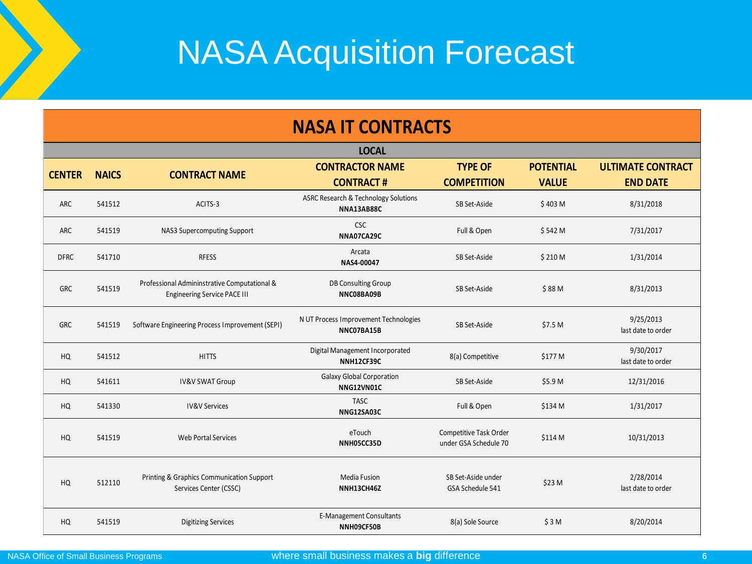# NASA Acquisition Forecast

## NASA IT CONTRACTS

### LOCAL

| CENTER | NAICS | CONTRACT NAME | CONTRACTOR NAME<br>CONTRACT # | TYPE OF COMPETITION | POTENTIAL VALUE | ULTIMATE CONTRACT END DATE |
|---|---|---|---|---|---|---|
| ARC | 541512 | ACITS-3 | ASRC Research & Technology Solutions<br>**NNA13AB88C** | SB Set-Aside | $ 403 M | 8/31/2018 |
| ARC | 541519 | NAS3 Supercomputing Support | CSC<br>**NNA07CA29C** | Full & Open | $ 542 M | 7/31/2017 |
| DFRC | 541710 | RFESS | Arcata<br>**NAS4-00047** | SB Set-Aside | $ 210 M | 1/31/2014 |
| GRC | 541519 | Professional Admininstrative Computational & Engineering Service PACE III | DB Consulting Group<br>**NNC08BA09B** | SB Set-Aside | $ 88 M | 8/31/2013 |
| GRC | 541519 | Software Engineering Process Improvement (SEPI) | N UT Process Improvement Technologies<br>**NNC07BA15B** | SB Set-Aside | $7.5 M | 9/25/2013<br>last date to order |
| HQ | 541512 | HITTS | Digital Management Incorporated<br>**NNH12CF39C** | 8(a) Competitive | $177 M | 9/30/2017<br>last date to order |
| HQ | 541611 | IV&V SWAT Group | Galaxy Global Corporation<br>**NNG12VN01C** | SB Set-Aside | $5.9 M | 12/31/2016 |
| HQ | 541330 | IV&V Services | TASC<br>**NNG12SA03C** | Full & Open | $134 M | 1/31/2017 |
| HQ | 541519 | Web Portal Services | eTouch<br>**NNH05CC35D** | Competitive Task Order under GSA Schedule 70 | $114 M | 10/31/2013 |
| HQ | 512110 | Printing & Graphics Communication Support Services Center (CSSC) | Media Fusion<br>**NNH13CH46Z** | SB Set-Aside under GSA Schedule 541 | $23 M | 2/28/2014<br>last date to order |
| HQ | 541519 | Digitizing Services | E-Management Consultants<br>**NNH09CF50B** | 8(a) Sole Source | $ 3 M | 8/20/2014 |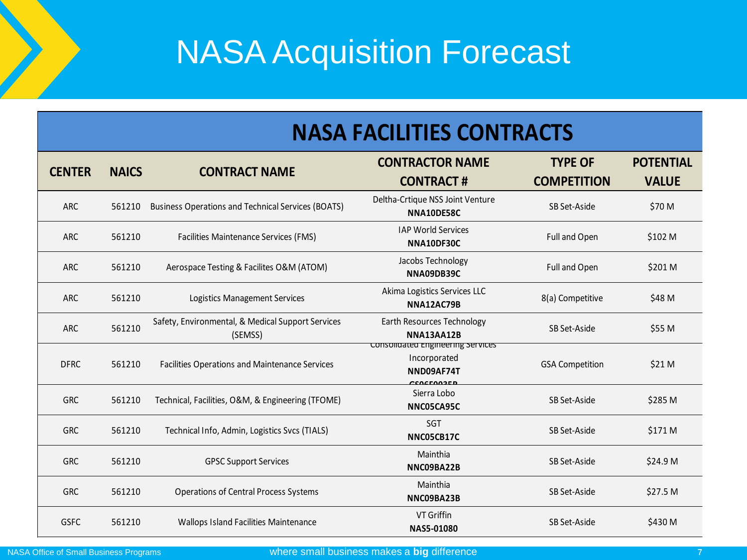# NASA Acquisition Forecast

| NASA FACILITIES CONTRACTS | | | | | |
|---|---|---|---|---|---|
| **CENTER** | **NAICS** | **CONTRACT NAME** | **CONTRACTOR NAME CONTRACT #** | **TYPE OF COMPETITION** | **POTENTIAL VALUE** |
| ARC | 561210 | Business Operations and Technical Services (BOATS) | Deltha-Crtique NSS Joint Venture **NNA10DE58C** | SB Set-Aside | $70 M |
| ARC | 561210 | Facilities Maintenance Services (FMS) | IAP World Services **NNA10DF30C** | Full and Open | $102 M |
| ARC | 561210 | Aerospace Testing & Facilites O&M (ATOM) | Jacobs Technology **NNA09DB39C** | Full and Open | $201 M |
| ARC | 561210 | Logistics Management Services | Akima Logistics Services LLC **NNA12AC79B** | 8(a) Competitive | $48 M |
| ARC | 561210 | Safety, Environmental, & Medical Support Services (SEMSS) | Earth Resources Technology **NNA13AA12B** | SB Set-Aside | $55 M |
| DFRC | 561210 | Facilities Operations and Maintenance Services | Consolidated Engineering Services Incorporated **NND09AF74T** **GS06F0025R** | GSA Competition | $21 M |
| GRC | 561210 | Technical, Facilities, O&M, & Engineering (TFOME) | Sierra Lobo **NNC05CA95C** | SB Set-Aside | $285 M |
| GRC | 561210 | Technical Info, Admin, Logistics Svcs (TIALS) | SGT **NNC05CB17C** | SB Set-Aside | $171 M |
| GRC | 561210 | GPSC Support Services | Mainthia **NNC09BA22B** | SB Set-Aside | $24.9 M |
| GRC | 561210 | Operations of Central Process Systems | Mainthia **NNC09BA23B** | SB Set-Aside | $27.5 M |
| GSFC | 561210 | Wallops Island Facilities Maintenance | VT Griffin **NAS5-01080** | SB Set-Aside | $430 M |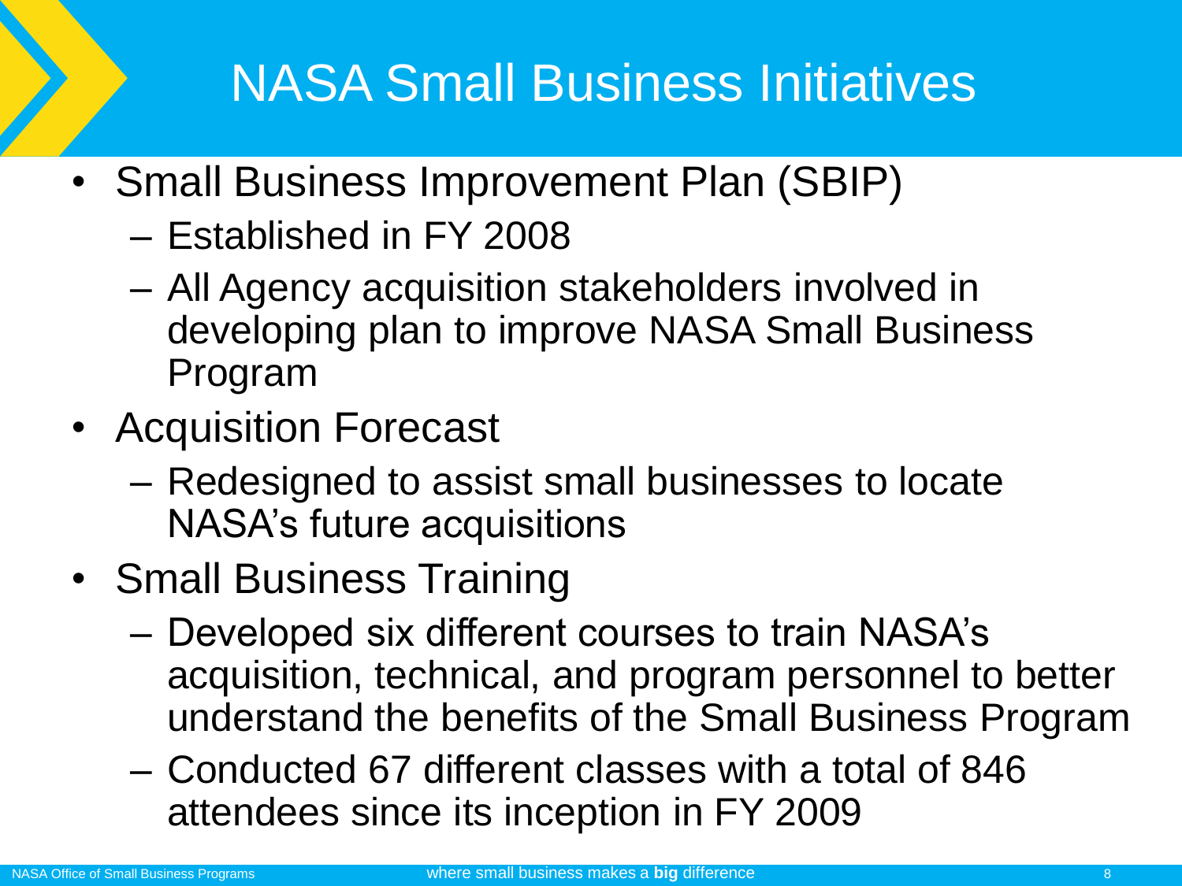# NASA Small Business Initiatives

- Small Business Improvement Plan (SBIP)
  - Established in FY 2008
  - All Agency acquisition stakeholders involved in developing plan to improve NASA Small Business Program
- Acquisition Forecast
  - Redesigned to assist small businesses to locate NASA's future acquisitions
- Small Business Training
  - Developed six different courses to train NASA's acquisition, technical, and program personnel to better understand the benefits of the Small Business Program
  - Conducted 67 different classes with a total of 846 attendees since its inception in FY 2009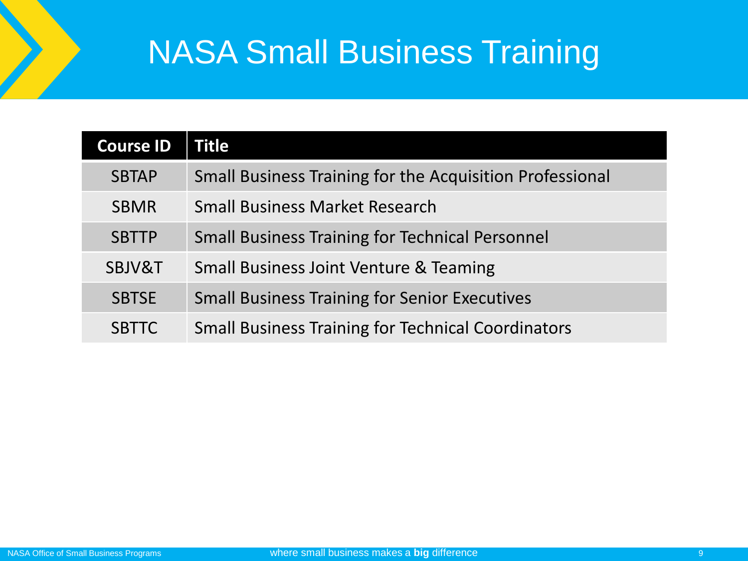# NASA Small Business Training

| Course ID | Title |
|---|---|
| SBTAP | Small Business Training for the Acquisition Professional |
| SBMR | Small Business Market Research |
| SBTTP | Small Business Training for Technical Personnel |
| SBJV&T | Small Business Joint Venture & Teaming |
| SBTSE | Small Business Training for Senior Executives |
| SBTTC | Small Business Training for Technical Coordinators |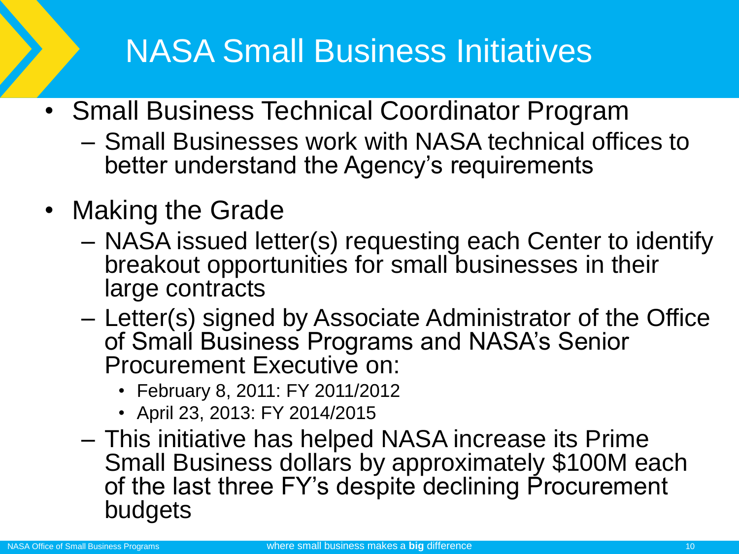# NASA Small Business Initiatives

- Small Business Technical Coordinator Program
  - Small Businesses work with NASA technical offices to better understand the Agency's requirements
- Making the Grade
  - NASA issued letter(s) requesting each Center to identify breakout opportunities for small businesses in their large contracts
  - Letter(s) signed by Associate Administrator of the Office of Small Business Programs and NASA's Senior Procurement Executive on:
    - February 8, 2011: FY 2011/2012
    - April 23, 2013: FY 2014/2015
  - This initiative has helped NASA increase its Prime Small Business dollars by approximately $100M each of the last three FY's despite declining Procurement budgets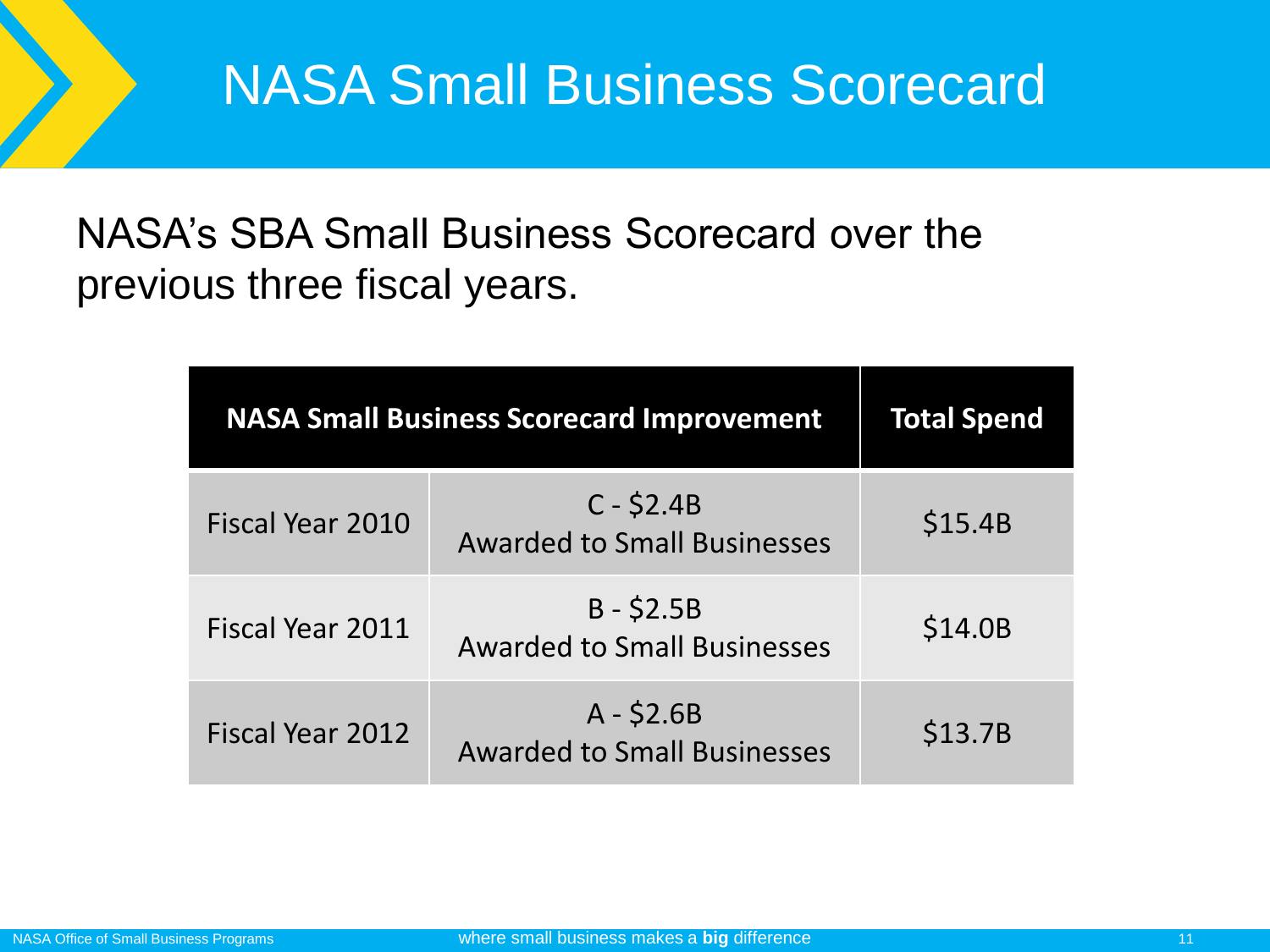# NASA Small Business Scorecard

NASA's SBA Small Business Scorecard over the previous three fiscal years.

| NASA Small Business Scorecard Improvement | | Total Spend |
|---|---|---|
| Fiscal Year 2010 | C - $2.4B Awarded to Small Businesses | $15.4B |
| Fiscal Year 2011 | B - $2.5B Awarded to Small Businesses | $14.0B |
| Fiscal Year 2012 | A - $2.6B Awarded to Small Businesses | $13.7B |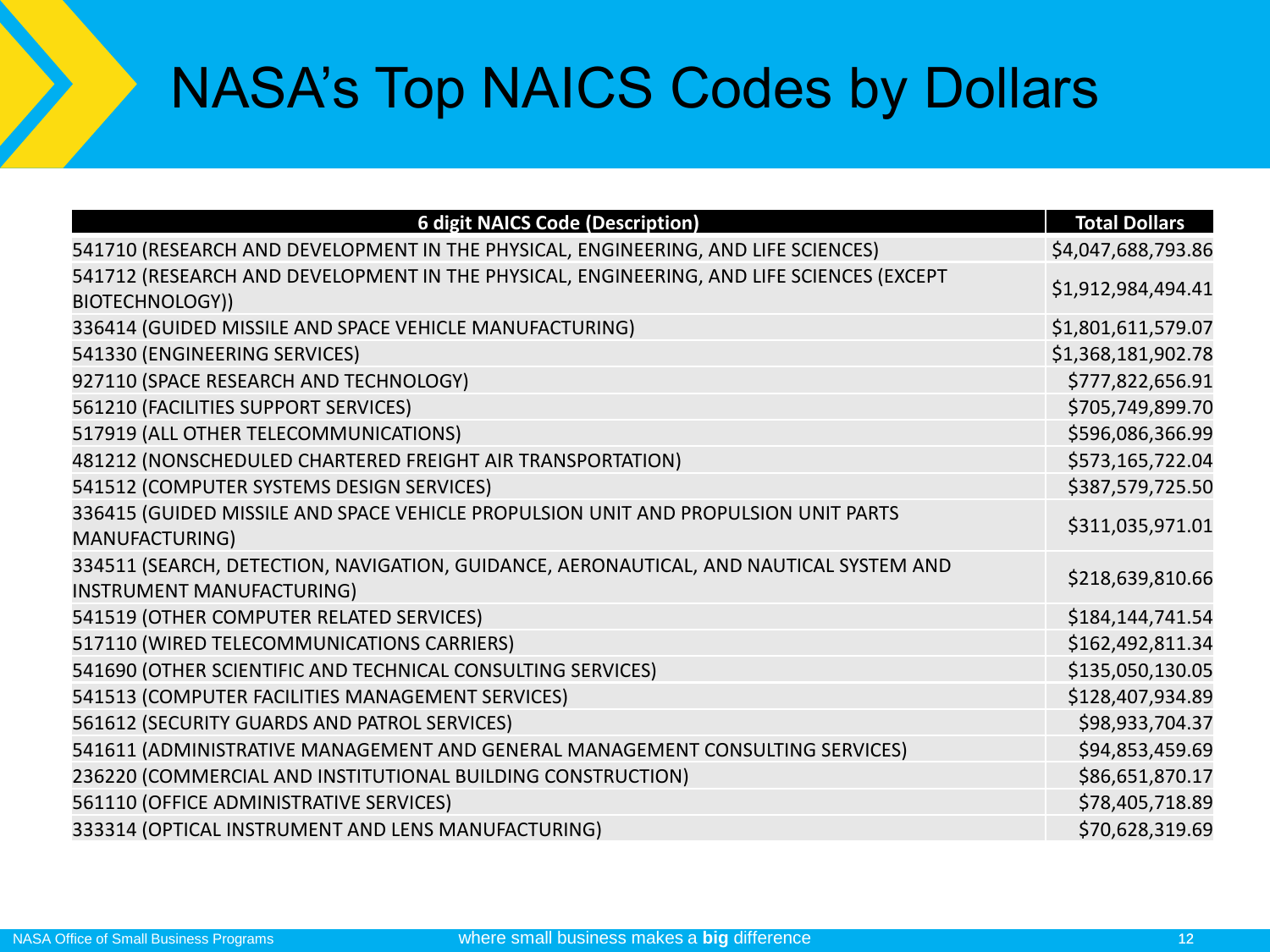# NASA's Top NAICS Codes by Dollars

| 6 digit NAICS Code (Description) | Total Dollars |
|---|---|
| 541710 (RESEARCH AND DEVELOPMENT IN THE PHYSICAL, ENGINEERING, AND LIFE SCIENCES) | $4,047,688,793.86 |
| 541712 (RESEARCH AND DEVELOPMENT IN THE PHYSICAL, ENGINEERING, AND LIFE SCIENCES (EXCEPT BIOTECHNOLOGY)) | $1,912,984,494.41 |
| 336414 (GUIDED MISSILE AND SPACE VEHICLE MANUFACTURING) | $1,801,611,579.07 |
| 541330 (ENGINEERING SERVICES) | $1,368,181,902.78 |
| 927110 (SPACE RESEARCH AND TECHNOLOGY) | $777,822,656.91 |
| 561210 (FACILITIES SUPPORT SERVICES) | $705,749,899.70 |
| 517919 (ALL OTHER TELECOMMUNICATIONS) | $596,086,366.99 |
| 481212 (NONSCHEDULED CHARTERED FREIGHT AIR TRANSPORTATION) | $573,165,722.04 |
| 541512 (COMPUTER SYSTEMS DESIGN SERVICES) | $387,579,725.50 |
| 336415 (GUIDED MISSILE AND SPACE VEHICLE PROPULSION UNIT AND PROPULSION UNIT PARTS MANUFACTURING) | $311,035,971.01 |
| 334511 (SEARCH, DETECTION, NAVIGATION, GUIDANCE, AERONAUTICAL, AND NAUTICAL SYSTEM AND INSTRUMENT MANUFACTURING) | $218,639,810.66 |
| 541519 (OTHER COMPUTER RELATED SERVICES) | $184,144,741.54 |
| 517110 (WIRED TELECOMMUNICATIONS CARRIERS) | $162,492,811.34 |
| 541690 (OTHER SCIENTIFIC AND TECHNICAL CONSULTING SERVICES) | $135,050,130.05 |
| 541513 (COMPUTER FACILITIES MANAGEMENT SERVICES) | $128,407,934.89 |
| 561612 (SECURITY GUARDS AND PATROL SERVICES) | $98,933,704.37 |
| 541611 (ADMINISTRATIVE MANAGEMENT AND GENERAL MANAGEMENT CONSULTING SERVICES) | $94,853,459.69 |
| 236220 (COMMERCIAL AND INSTITUTIONAL BUILDING CONSTRUCTION) | $86,651,870.17 |
| 561110 (OFFICE ADMINISTRATIVE SERVICES) | $78,405,718.89 |
| 333314 (OPTICAL INSTRUMENT AND LENS MANUFACTURING) | $70,628,319.69 |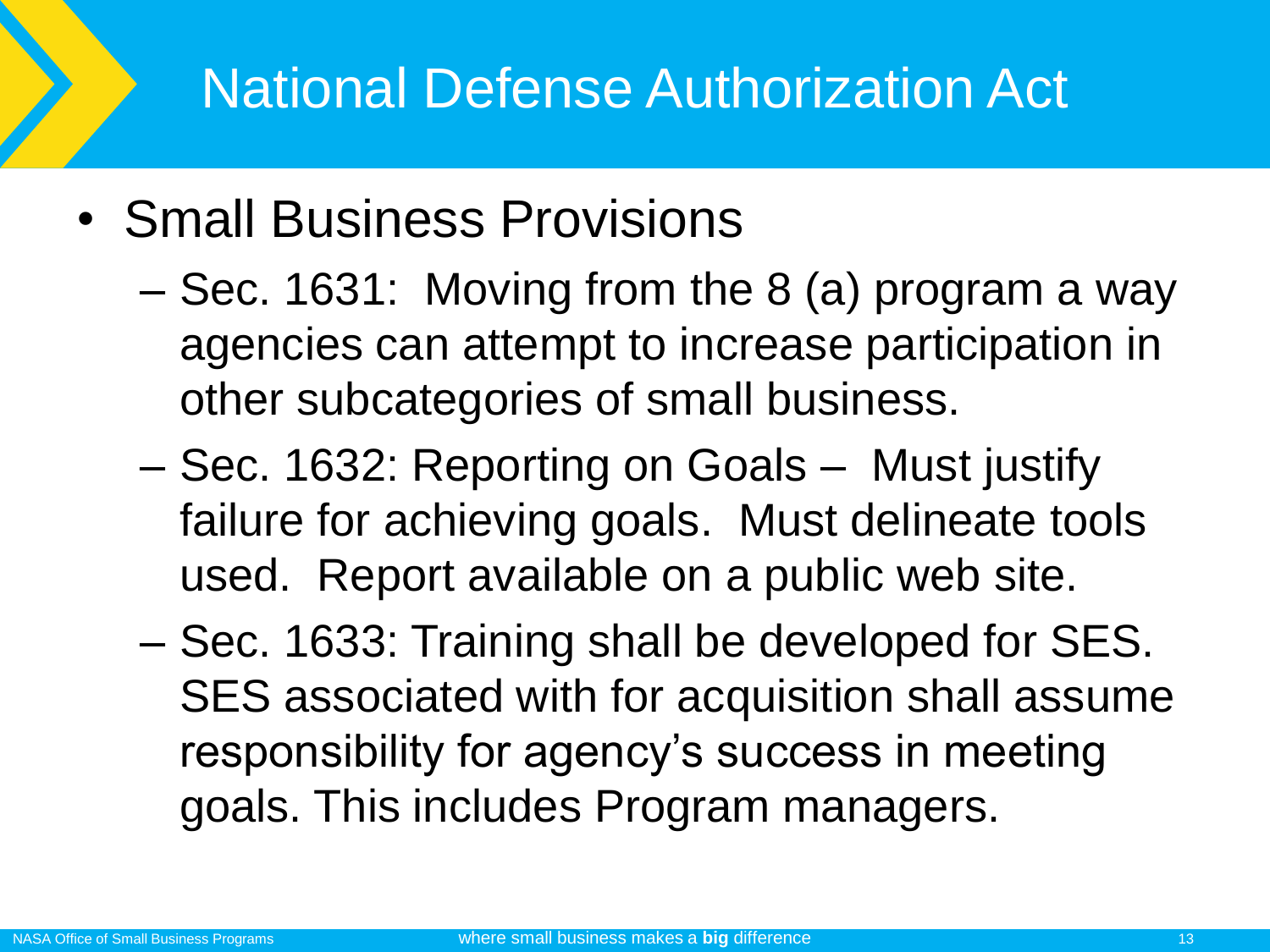# National Defense Authorization Act

- Small Business Provisions
  - Sec. 1631: Moving from the 8 (a) program a way agencies can attempt to increase participation in other subcategories of small business.
  - Sec. 1632: Reporting on Goals – Must justify failure for achieving goals. Must delineate tools used. Report available on a public web site.
  - Sec. 1633: Training shall be developed for SES. SES associated with for acquisition shall assume responsibility for agency's success in meeting goals. This includes Program managers.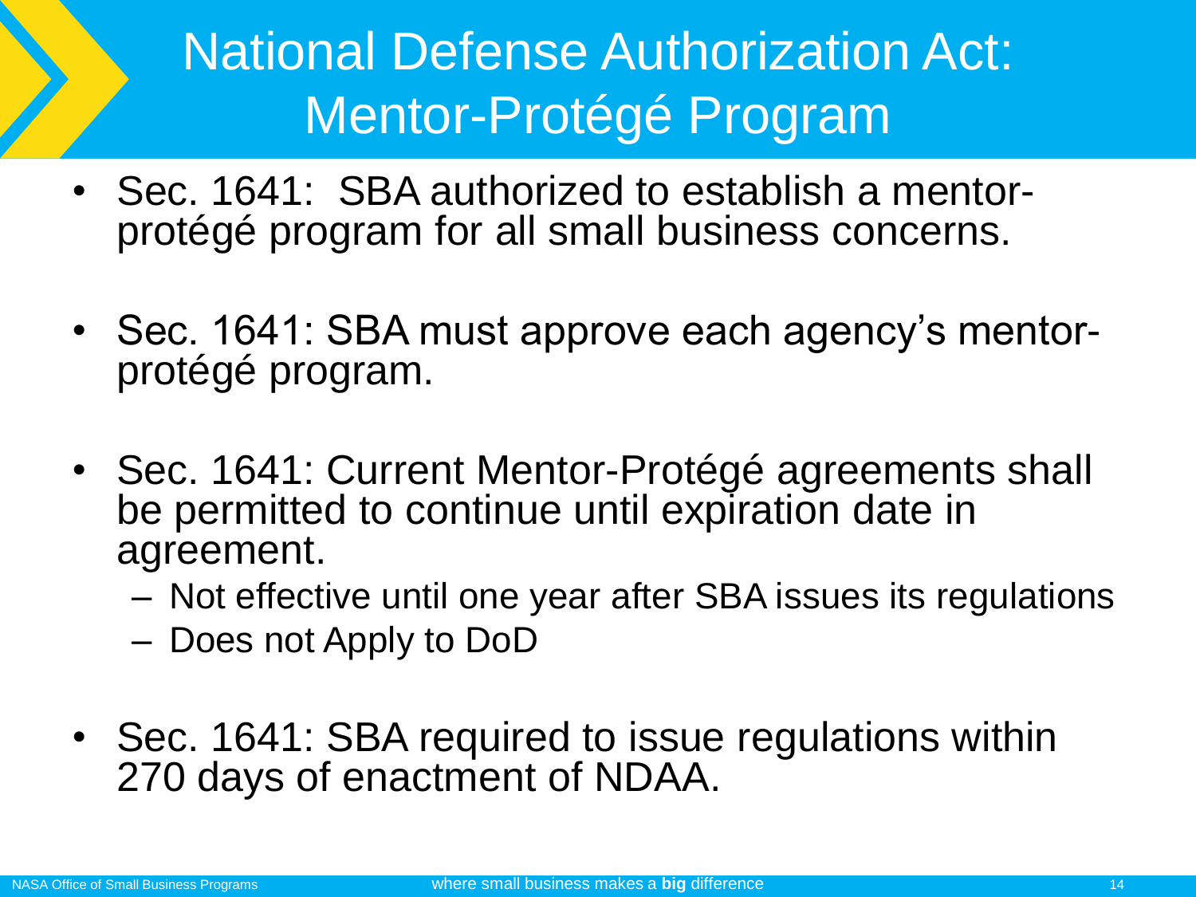# National Defense Authorization Act: Mentor-Protégé Program

- Sec. 1641: SBA authorized to establish a mentor-protégé program for all small business concerns.
- Sec. 1641: SBA must approve each agency's mentor-protégé program.
- Sec. 1641: Current Mentor-Protégé agreements shall be permitted to continue until expiration date in agreement.
  - Not effective until one year after SBA issues its regulations
  - Does not Apply to DoD
- Sec. 1641: SBA required to issue regulations within 270 days of enactment of NDAA.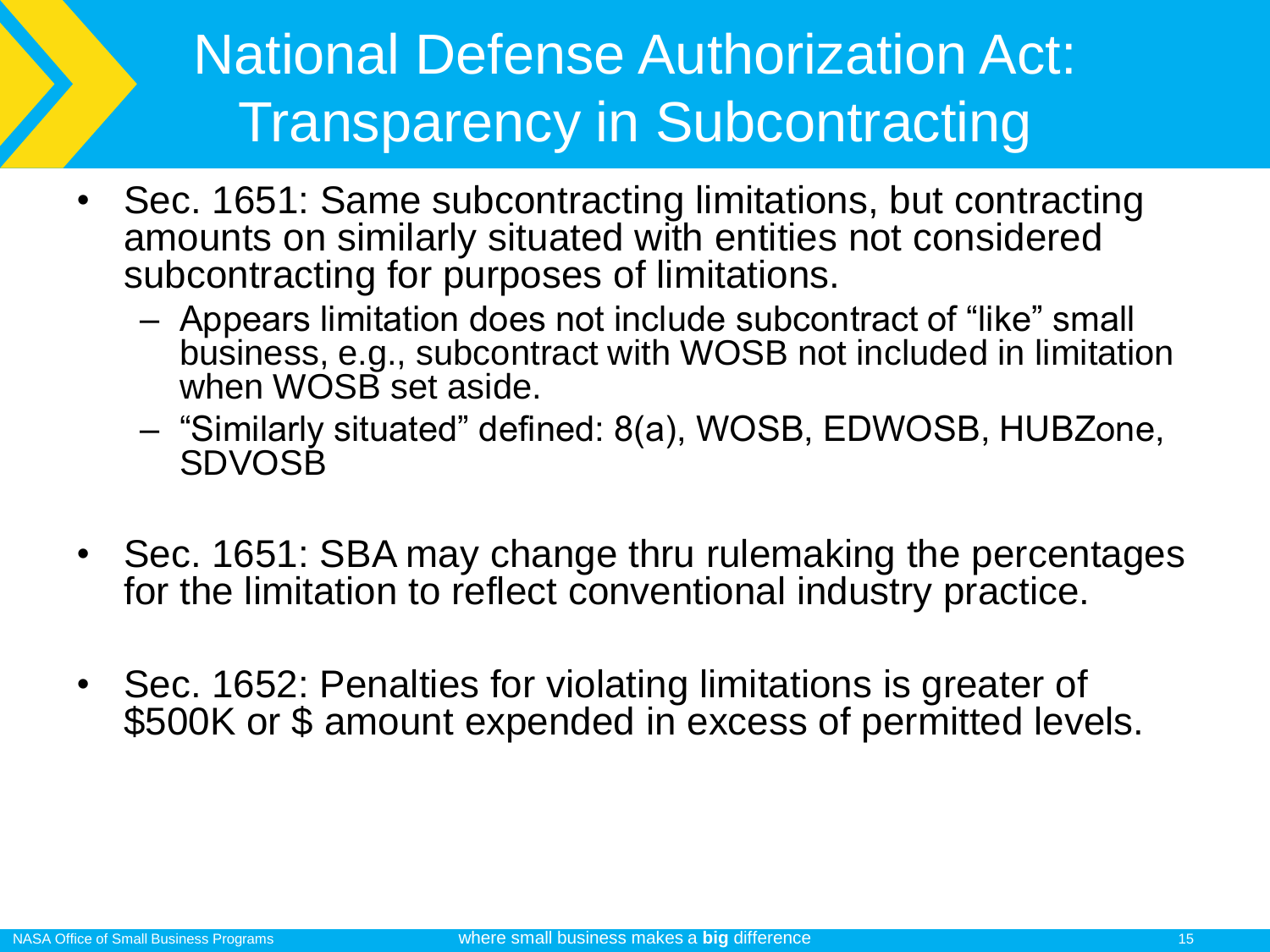# National Defense Authorization Act: Transparency in Subcontracting

- Sec. 1651: Same subcontracting limitations, but contracting amounts on similarly situated with entities not considered subcontracting for purposes of limitations.
  - Appears limitation does not include subcontract of "like" small business, e.g., subcontract with WOSB not included in limitation when WOSB set aside.
  - "Similarly situated" defined: 8(a), WOSB, EDWOSB, HUBZone, SDVOSB
- Sec. 1651: SBA may change thru rulemaking the percentages for the limitation to reflect conventional industry practice.
- Sec. 1652: Penalties for violating limitations is greater of $500K or $ amount expended in excess of permitted levels.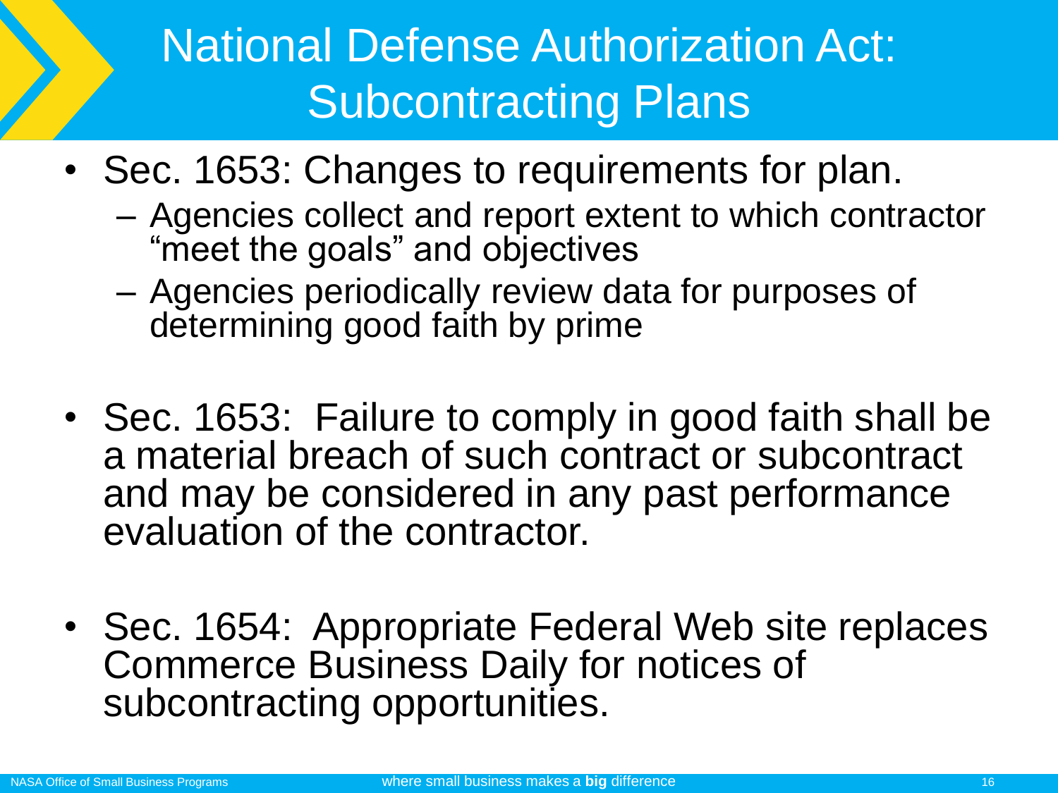# National Defense Authorization Act: Subcontracting Plans

- Sec. 1653: Changes to requirements for plan.
  - Agencies collect and report extent to which contractor "meet the goals" and objectives
  - Agencies periodically review data for purposes of determining good faith by prime
- Sec. 1653: Failure to comply in good faith shall be a material breach of such contract or subcontract and may be considered in any past performance evaluation of the contractor.
- Sec. 1654: Appropriate Federal Web site replaces Commerce Business Daily for notices of subcontracting opportunities.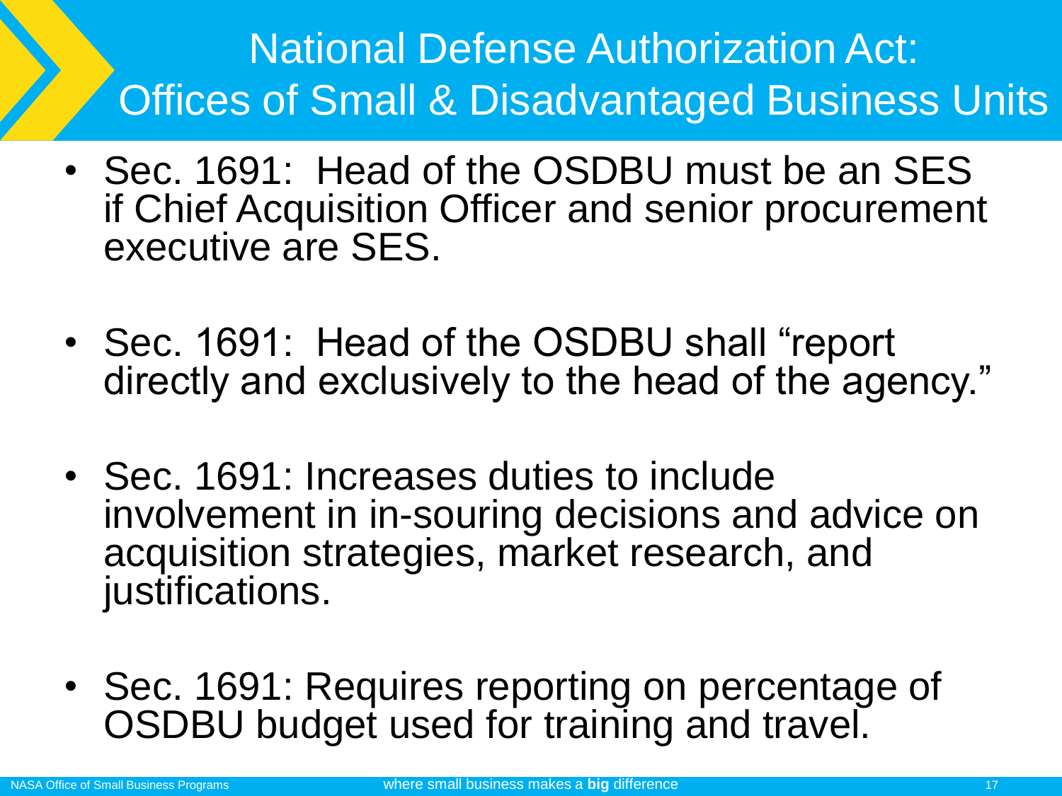# National Defense Authorization Act: Offices of Small & Disadvantaged Business Units

- Sec. 1691: Head of the OSDBU must be an SES if Chief Acquisition Officer and senior procurement executive are SES.
- Sec. 1691: Head of the OSDBU shall "report directly and exclusively to the head of the agency."
- Sec. 1691: Increases duties to include involvement in in-souring decisions and advice on acquisition strategies, market research, and justifications.
- Sec. 1691: Requires reporting on percentage of OSDBU budget used for training and travel.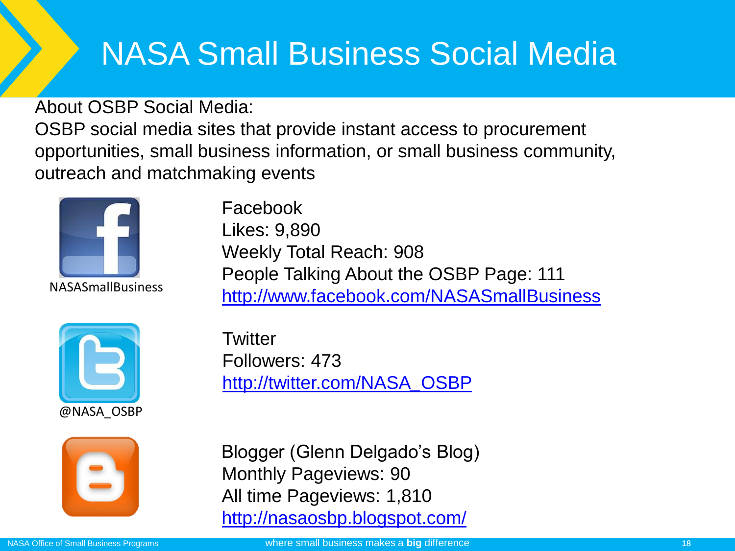# NASA Small Business Social Media

About OSBP Social Media:

OSBP social media sites that provide instant access to procurement opportunities, small business information, or small business community, outreach and matchmaking events

NASASmallBusiness

Facebook
Likes: 9,890
Weekly Total Reach: 908
People Talking About the OSBP Page: 111
http://www.facebook.com/NASASmallBusiness

@NASA_OSBP

Twitter
Followers: 473
http://twitter.com/NASA_OSBP

Blogger (Glenn Delgado's Blog)
Monthly Pageviews: 90
All time Pageviews: 1,810
http://nasaosbp.blogspot.com/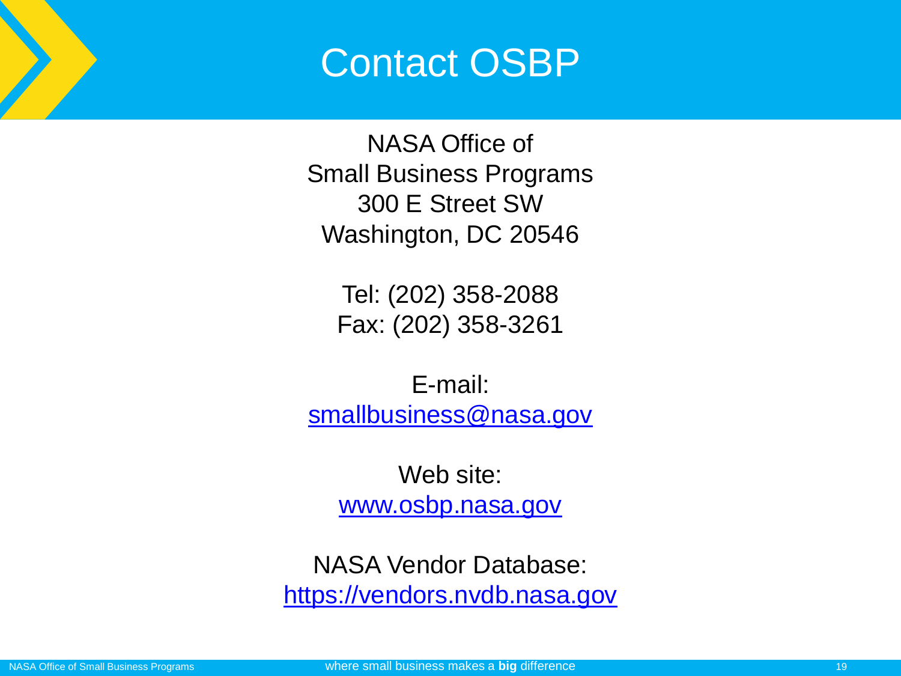# Contact OSBP

NASA Office of
Small Business Programs
300 E Street SW
Washington, DC 20546

Tel: (202) 358-2088
Fax: (202) 358-3261

E-mail:
smallbusiness@nasa.gov

Web site:
www.osbp.nasa.gov

NASA Vendor Database:
https://vendors.nvdb.nasa.gov